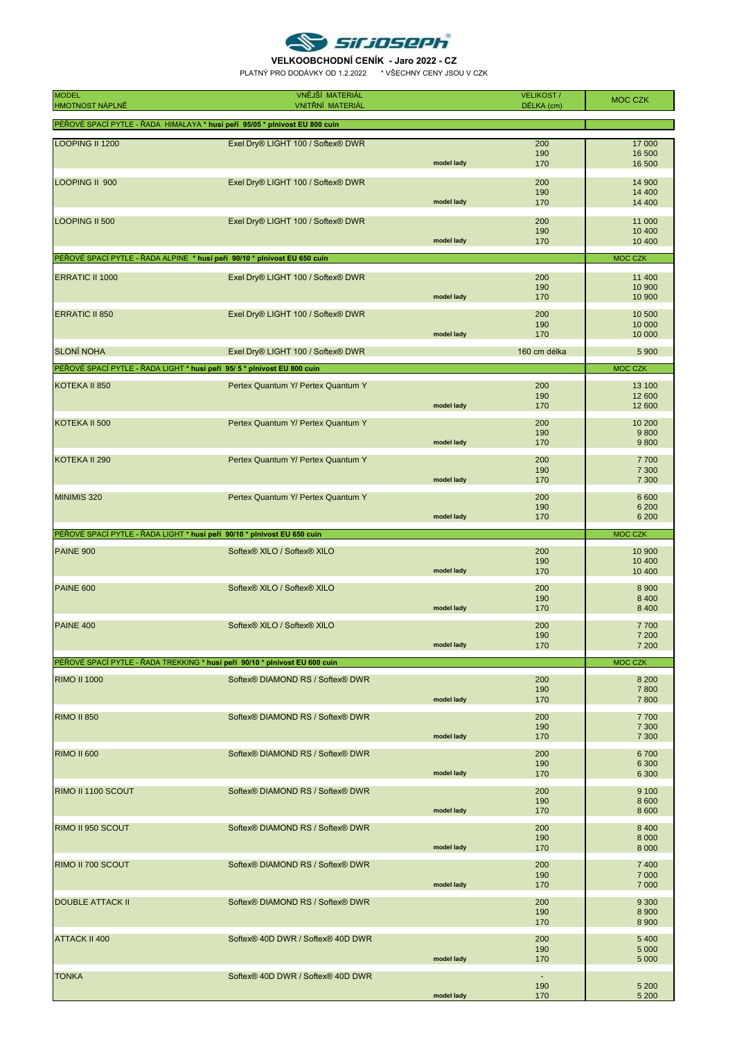# Sir Joseph

**VELKOOBCHODNÍ CENÍK - Jaro 2022 - CZ**

PLATNÝ PRO DODÁVKY OD 1.2.2022 * VŠECHNY CENY JSOU V CZK

| MODEL / HMOTNOST NÁPLNĚ | VNĚJŠÍ MATERIÁL / VNITŘNÍ MATERIÁL | | VELIKOST / DÉLKA (cm) | MOC CZK |
|---|---|---|---|---|
| **PÉŘOVÉ SPACÍ PYTLE - ŘADA HIMALAYA * husí peří 95/05 * plnivost EU 800 cuin** | | | | |
| LOOPING II 1200 | Exel Dry® LIGHT 100 / Softex® DWR | | 200 | 17 000 |
| | | | 190 | 16 500 |
| | | model lady | 170 | 16 500 |
| LOOPING II 900 | Exel Dry® LIGHT 100 / Softex® DWR | | 200 | 14 900 |
| | | | 190 | 14 400 |
| | | model lady | 170 | 14 400 |
| LOOPING II 500 | Exel Dry® LIGHT 100 / Softex® DWR | | 200 | 11 000 |
| | | | 190 | 10 400 |
| | | model lady | 170 | 10 400 |
| **PÉŘOVÉ SPACÍ PYTLE - ŘADA ALPINE * husí peří 90/10 * plnivost EU 650 cuin** | | | | MOC CZK |
| ERRATIC II 1000 | Exel Dry® LIGHT 100 / Softex® DWR | | 200 | 11 400 |
| | | | 190 | 10 900 |
| | | model lady | 170 | 10 900 |
| ERRATIC II 850 | Exel Dry® LIGHT 100 / Softex® DWR | | 200 | 10 500 |
| | | | 190 | 10 000 |
| | | model lady | 170 | 10 000 |
| SLONÍ NOHA | Exel Dry® LIGHT 100 / Softex® DWR | | 160 cm délka | 5 900 |
| **PÉŘOVÉ SPACÍ PYTLE - ŘADA LIGHT * husí peří 95/ 5 * plnivost EU 800 cuin** | | | | MOC CZK |
| KOTEKA II 850 | Pertex Quantum Y/ Pertex Quantum Y | | 200 | 13 100 |
| | | | 190 | 12 600 |
| | | model lady | 170 | 12 600 |
| KOTEKA II 500 | Pertex Quantum Y/ Pertex Quantum Y | | 200 | 10 200 |
| | | | 190 | 9 800 |
| | | model lady | 170 | 9 800 |
| KOTEKA II 290 | Pertex Quantum Y/ Pertex Quantum Y | | 200 | 7 700 |
| | | | 190 | 7 300 |
| | | model lady | 170 | 7 300 |
| MINIMIS 320 | Pertex Quantum Y/ Pertex Quantum Y | | 200 | 6 600 |
| | | | 190 | 6 200 |
| | | model lady | 170 | 6 200 |
| **PÉŘOVÉ SPACÍ PYTLE - ŘADA LIGHT * husí peří 90/10 * plnivost EU 650 cuin** | | | | MOC CZK |
| PAINE 900 | Softex® XILO / Softex® XILO | | 200 | 10 900 |
| | | | 190 | 10 400 |
| | | model lady | 170 | 10 400 |
| PAINE 600 | Softex® XILO / Softex® XILO | | 200 | 8 900 |
| | | | 190 | 8 400 |
| | | model lady | 170 | 8 400 |
| PAINE 400 | Softex® XILO / Softex® XILO | | 200 | 7 700 |
| | | | 190 | 7 200 |
| | | model lady | 170 | 7 200 |
| **PÉŘOVÉ SPACÍ PYTLE - ŘADA TREKKING * husí peří 90/10 * plnivost EU 600 cuin** | | | | MOC CZK |
| RIMO II 1000 | Softex® DIAMOND RS / Softex® DWR | | 200 | 8 200 |
| | | | 190 | 7 800 |
| | | model lady | 170 | 7 800 |
| RIMO II 850 | Softex® DIAMOND RS / Softex® DWR | | 200 | 7 700 |
| | | | 190 | 7 300 |
| | | model lady | 170 | 7 300 |
| RIMO II 600 | Softex® DIAMOND RS / Softex® DWR | | 200 | 6 700 |
| | | | 190 | 6 300 |
| | | model lady | 170 | 6 300 |
| RIMO II 1100 SCOUT | Softex® DIAMOND RS / Softex® DWR | | 200 | 9 100 |
| | | | 190 | 8 600 |
| | | model lady | 170 | 8 600 |
| RIMO II 950 SCOUT | Softex® DIAMOND RS / Softex® DWR | | 200 | 8 400 |
| | | | 190 | 8 000 |
| | | model lady | 170 | 8 000 |
| RIMO II 700 SCOUT | Softex® DIAMOND RS / Softex® DWR | | 200 | 7 400 |
| | | | 190 | 7 000 |
| | | model lady | 170 | 7 000 |
| DOUBLE ATTACK II | Softex® DIAMOND RS / Softex® DWR | | 200 | 9 300 |
| | | | 190 | 8 900 |
| | | | 170 | 8 900 |
| ATTACK II 400 | Softex® 40D DWR / Softex® 40D DWR | | 200 | 5 400 |
| | | | 190 | 5 000 |
| | | model lady | 170 | 5 000 |
| TONKA | Softex® 40D DWR / Softex® 40D DWR | | - | |
| | | | 190 | 5 200 |
| | | model lady | 170 | 5 200 |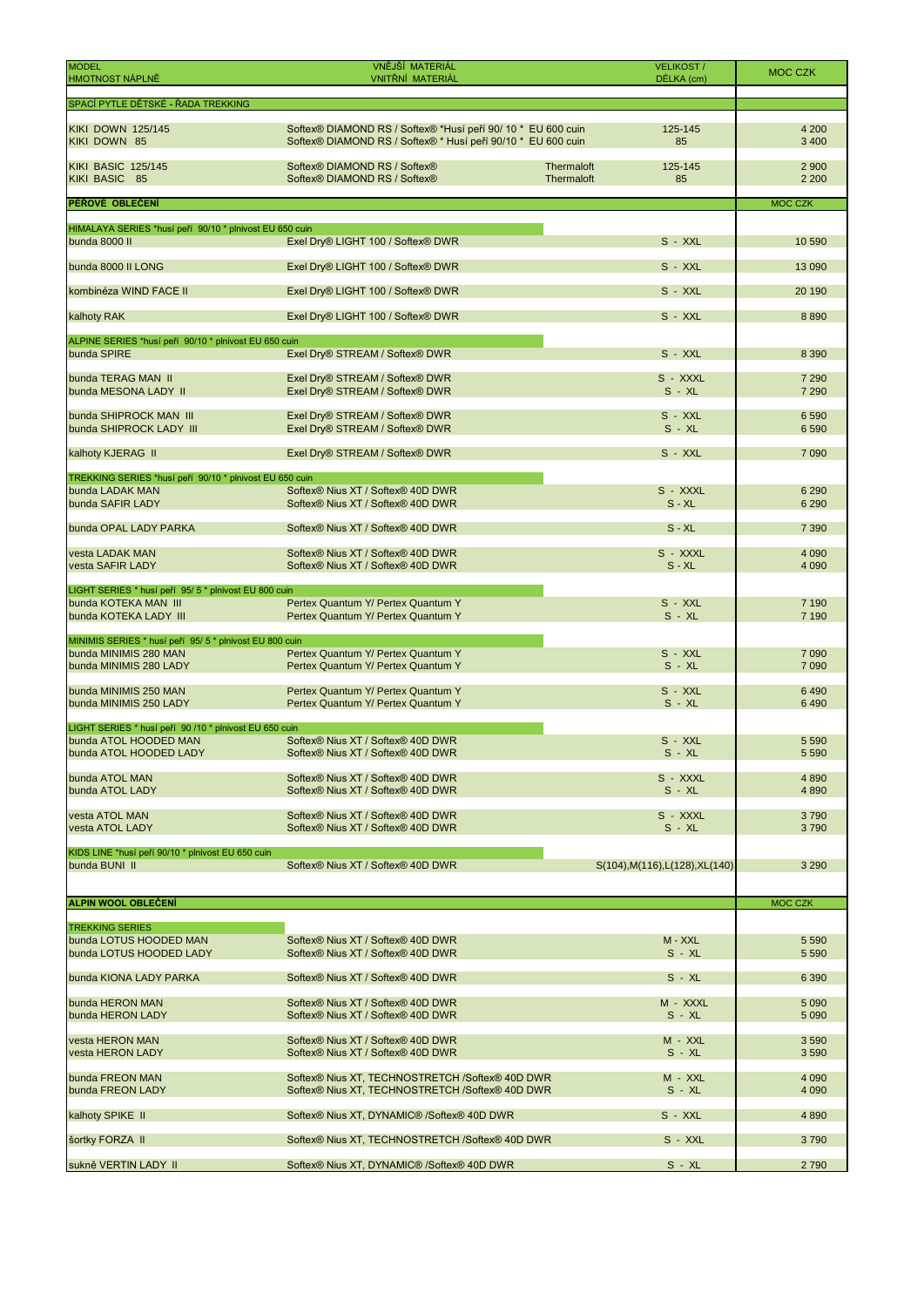| MODEL<br>HMOTNOST NÁPLNĚ | VNĚJŠÍ MATERIÁL<br>VNITŘNÍ MATERIÁL | | VELIKOST /<br>DÉLKA (cm) | MOC CZK |
|---|---|---|---|---|
| **SPACÍ PYTLE DĚTSKÉ - ŘADA TREKKING** | | | | |
| KIKI DOWN 125/145 | Softex® DIAMOND RS / Softex® *Husí peří 90/ 10 * EU 600 cuin | | 125-145 | 4 200 |
| KIKI DOWN 85 | Softex® DIAMOND RS / Softex® * Husí peří 90/10 * EU 600 cuin | | 85 | 3 400 |
| KIKI BASIC 125/145 | Softex® DIAMOND RS / Softex® | Thermaloft | 125-145 | 2 900 |
| KIKI BASIC 85 | Softex® DIAMOND RS / Softex® | Thermaloft | 85 | 2 200 |
| **PÉŘOVÉ OBLEČENÍ** | | | | **MOC CZK** |
| HIMALAYA SERIES *husí peří 90/10 * plnivost EU 650 cuin | | | | |
| bunda 8000 II | Exel Dry® LIGHT 100 / Softex® DWR | | S - XXL | 10 590 |
| bunda 8000 II LONG | Exel Dry® LIGHT 100 / Softex® DWR | | S - XXL | 13 090 |
| kombinéza WIND FACE II | Exel Dry® LIGHT 100 / Softex® DWR | | S - XXL | 20 190 |
| kalhoty RAK | Exel Dry® LIGHT 100 / Softex® DWR | | S - XXL | 8 890 |
| ALPINE SERIES *husí peří 90/10 * plnivost EU 650 cuin | | | | |
| bunda SPIRE | Exel Dry® STREAM / Softex® DWR | | S - XXL | 8 390 |
| bunda TERAG MAN II | Exel Dry® STREAM / Softex® DWR | | S - XXXL | 7 290 |
| bunda MESONA LADY II | Exel Dry® STREAM / Softex® DWR | | S - XL | 7 290 |
| bunda SHIPROCK MAN III | Exel Dry® STREAM / Softex® DWR | | S - XXL | 6 590 |
| bunda SHIPROCK LADY III | Exel Dry® STREAM / Softex® DWR | | S - XL | 6 590 |
| kalhoty KJERAG II | Exel Dry® STREAM / Softex® DWR | | S - XXL | 7 090 |
| TREKKING SERIES *husí peří 90/10 * plnivost EU 650 cuin | | | | |
| bunda LADAK MAN | Softex® Nius XT / Softex® 40D DWR | | S - XXXL | 6 290 |
| bunda SAFIR LADY | Softex® Nius XT / Softex® 40D DWR | | S - XL | 6 290 |
| bunda OPAL LADY PARKA | Softex® Nius XT / Softex® 40D DWR | | S - XL | 7 390 |
| vesta LADAK MAN | Softex® Nius XT / Softex® 40D DWR | | S - XXXL | 4 090 |
| vesta SAFIR LADY | Softex® Nius XT / Softex® 40D DWR | | S - XL | 4 090 |
| LIGHT SERIES * husí peří 95/ 5 * plnivost EU 800 cuin | | | | |
| bunda KOTEKA MAN III | Pertex Quantum Y/ Pertex Quantum Y | | S - XXL | 7 190 |
| bunda KOTEKA LADY III | Pertex Quantum Y/ Pertex Quantum Y | | S - XL | 7 190 |
| MINIMIS SERIES * husí peří 95/ 5 * plnivost EU 800 cuin | | | | |
| bunda MINIMIS 280 MAN | Pertex Quantum Y/ Pertex Quantum Y | | S - XXL | 7 090 |
| bunda MINIMIS 280 LADY | Pertex Quantum Y/ Pertex Quantum Y | | S - XL | 7 090 |
| bunda MINIMIS 250 MAN | Pertex Quantum Y/ Pertex Quantum Y | | S - XXL | 6 490 |
| bunda MINIMIS 250 LADY | Pertex Quantum Y/ Pertex Quantum Y | | S - XL | 6 490 |
| LIGHT SERIES * husí peří 90 /10 * plnivost EU 650 cuin | | | | |
| bunda ATOL HOODED MAN | Softex® Nius XT / Softex® 40D DWR | | S - XXL | 5 590 |
| bunda ATOL HOODED LADY | Softex® Nius XT / Softex® 40D DWR | | S - XL | 5 590 |
| bunda ATOL MAN | Softex® Nius XT / Softex® 40D DWR | | S - XXXL | 4 890 |
| bunda ATOL LADY | Softex® Nius XT / Softex® 40D DWR | | S - XL | 4 890 |
| vesta ATOL MAN | Softex® Nius XT / Softex® 40D DWR | | S - XXXL | 3 790 |
| vesta ATOL LADY | Softex® Nius XT / Softex® 40D DWR | | S - XL | 3 790 |
| KIDS LINE *husí peří 90/10 * plnivost EU 650 cuin | | | | |
| bunda BUNI II | Softex® Nius XT / Softex® 40D DWR | | S(104),M(116),L(128),XL(140) | 3 290 |
| **ALPIN WOOL OBLEČENÍ** | | | | **MOC CZK** |
| TREKKING SERIES | | | | |
| bunda LOTUS HOODED MAN | Softex® Nius XT / Softex® 40D DWR | | M - XXL | 5 590 |
| bunda LOTUS HOODED LADY | Softex® Nius XT / Softex® 40D DWR | | S - XL | 5 590 |
| bunda KIONA LADY PARKA | Softex® Nius XT / Softex® 40D DWR | | S - XL | 6 390 |
| bunda HERON MAN | Softex® Nius XT / Softex® 40D DWR | | M - XXXL | 5 090 |
| bunda HERON LADY | Softex® Nius XT / Softex® 40D DWR | | S - XL | 5 090 |
| vesta HERON MAN | Softex® Nius XT / Softex® 40D DWR | | M - XXL | 3 590 |
| vesta HERON LADY | Softex® Nius XT / Softex® 40D DWR | | S - XL | 3 590 |
| bunda FREON MAN | Softex® Nius XT, TECHNOSTRETCH /Softex® 40D DWR | | M - XXL | 4 090 |
| bunda FREON LADY | Softex® Nius XT, TECHNOSTRETCH /Softex® 40D DWR | | S - XL | 4 090 |
| kalhoty SPIKE II | Softex® Nius XT, DYNAMIC® /Softex® 40D DWR | | S - XXL | 4 890 |
| šortky FORZA II | Softex® Nius XT, TECHNOSTRETCH /Softex® 40D DWR | | S - XXL | 3 790 |
| sukně VERTIN LADY II | Softex® Nius XT, DYNAMIC® /Softex® 40D DWR | | S - XL | 2 790 |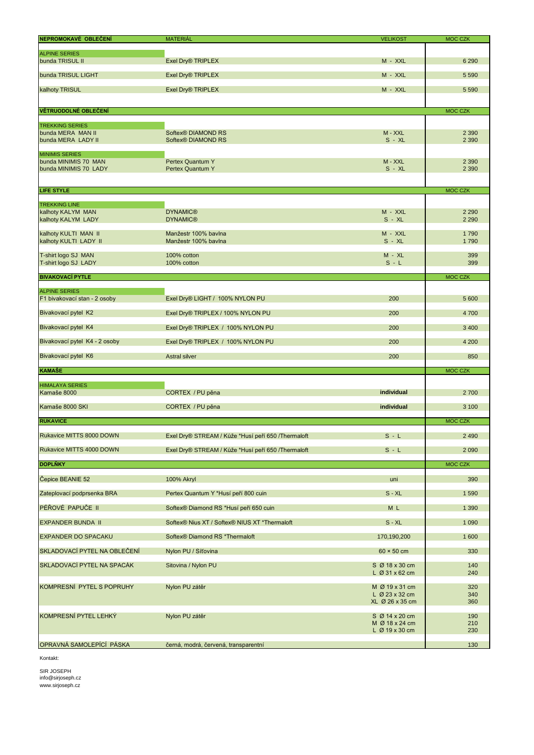| NEPROMOKAVÉ OBLEČENÍ | MATERIÁL | VELIKOST | MOC CZK |
|---|---|---|---|
| ALPINE SERIES | | | |
| bunda TRISUL II | Exel Dry® TRIPLEX | M - XXL | 6 290 |
| bunda TRISUL LIGHT | Exel Dry® TRIPLEX | M - XXL | 5 590 |
| kalhoty TRISUL | Exel Dry® TRIPLEX | M - XXL | 5 590 |
| **VĚTRUODOLNÉ OBLEČENÍ** | | | **MOC CZK** |
| TREKKING SERIES | | | |
| bunda MERA MAN II | Softex® DIAMOND RS | M - XXL | 2 390 |
| bunda MERA LADY II | Softex® DIAMOND RS | S - XL | 2 390 |
| MINIMIS SERIES | | | |
| bunda MINIMIS 70 MAN | Pertex Quantum Y | M - XXL | 2 390 |
| bunda MINIMIS 70 LADY | Pertex Quantum Y | S - XL | 2 390 |
| **LIFE STYLE** | | | **MOC CZK** |
| TREKKING LINE | | | |
| kalhoty KALYM MAN | DYNAMIC® | M - XXL | 2 290 |
| kalhoty KALYM LADY | DYNAMIC® | S - XL | 2 290 |
| kalhoty KULTI MAN II | Manžestr 100% bavlna | M - XXL | 1 790 |
| kalhoty KULTI LADY II | Manžestr 100% bavlna | S - XL | 1 790 |
| T-shirt logo SJ MAN | 100% cotton | M - XL | 399 |
| T-shirt logo SJ LADY | 100% cotton | S - L | 399 |
| **BIVAKOVACÍ PYTLE** | | | **MOC CZK** |
| ALPINE SERIES | | | |
| F1 bivakovací stan - 2 osoby | Exel Dry® LIGHT / 100% NYLON PU | 200 | 5 600 |
| Bivakovací pytel K2 | Exel Dry® TRIPLEX / 100% NYLON PU | 200 | 4 700 |
| Bivakovací pytel K4 | Exel Dry® TRIPLEX / 100% NYLON PU | 200 | 3 400 |
| Bivakovací pytel K4 - 2 osoby | Exel Dry® TRIPLEX / 100% NYLON PU | 200 | 4 200 |
| Bivakovací pytel K6 | Astral silver | 200 | 850 |
| **KAMAŠE** | | | **MOC CZK** |
| HIMALAYA SERIES | | | |
| Kamaše 8000 | CORTEX / PU pěna | **individual** | 2 700 |
| Kamaše 8000 SKI | CORTEX / PU pěna | **individual** | 3 100 |
| **RUKAVICE** | | | **MOC CZK** |
| Rukavice MITTS 8000 DOWN | Exel Dry® STREAM / Kůže *Husí peří 650 /Thermaloft | S - L | 2 490 |
| Rukavice MITTS 4000 DOWN | Exel Dry® STREAM / Kůže *Husí peří 650 /Thermaloft | S - L | 2 090 |
| **DOPLŇKY** | | | **MOC CZK** |
| Čepice BEANIE 52 | 100% Akryl | uni | 390 |
| Zateplovací podprsenka BRA | Pertex Quantum Y *Husí peří 800 cuin | S - XL | 1 590 |
| PÉŘOVÉ PAPUČE II | Softex® Diamond RS *Husí peří 650 cuin | M L | 1 390 |
| EXPANDER BUNDA II | Softex® Nius XT / Softex® NIUS XT *Thermaloft | S - XL | 1 090 |
| EXPANDER DO SPACAKU | Softex® Diamond RS *Thermaloft | 170,190,200 | 1 600 |
| SKLADOVACÍ PYTEL NA OBLEČENÍ | Nylon PU / Síťovina | 60 × 50 cm | 330 |
| SKLADOVACÍ PYTEL NA SPACÁK | Sitovina / Nylon PU | S Ø 18 x 30 cm<br>L Ø 31 x 62 cm | 140<br>240 |
| KOMPRESNÍ PYTEL S POPRUHY | Nylon PU zátěr | M Ø 19 x 31 cm<br>L Ø 23 x 32 cm<br>XL Ø 26 x 35 cm | 320<br>340<br>360 |
| KOMPRESNÍ PYTEL LEHKÝ | Nylon PU zátěr | S Ø 14 x 20 cm<br>M Ø 18 x 24 cm<br>L Ø 19 x 30 cm | 190<br>210<br>230 |
| OPRAVNÁ SAMOLEPÍCÍ PÁSKA | černá, modrá, červená, transparentní | | 130 |

Kontakt:

SIR JOSEPH
info@sirjoseph.cz
www.sirjoseph.cz